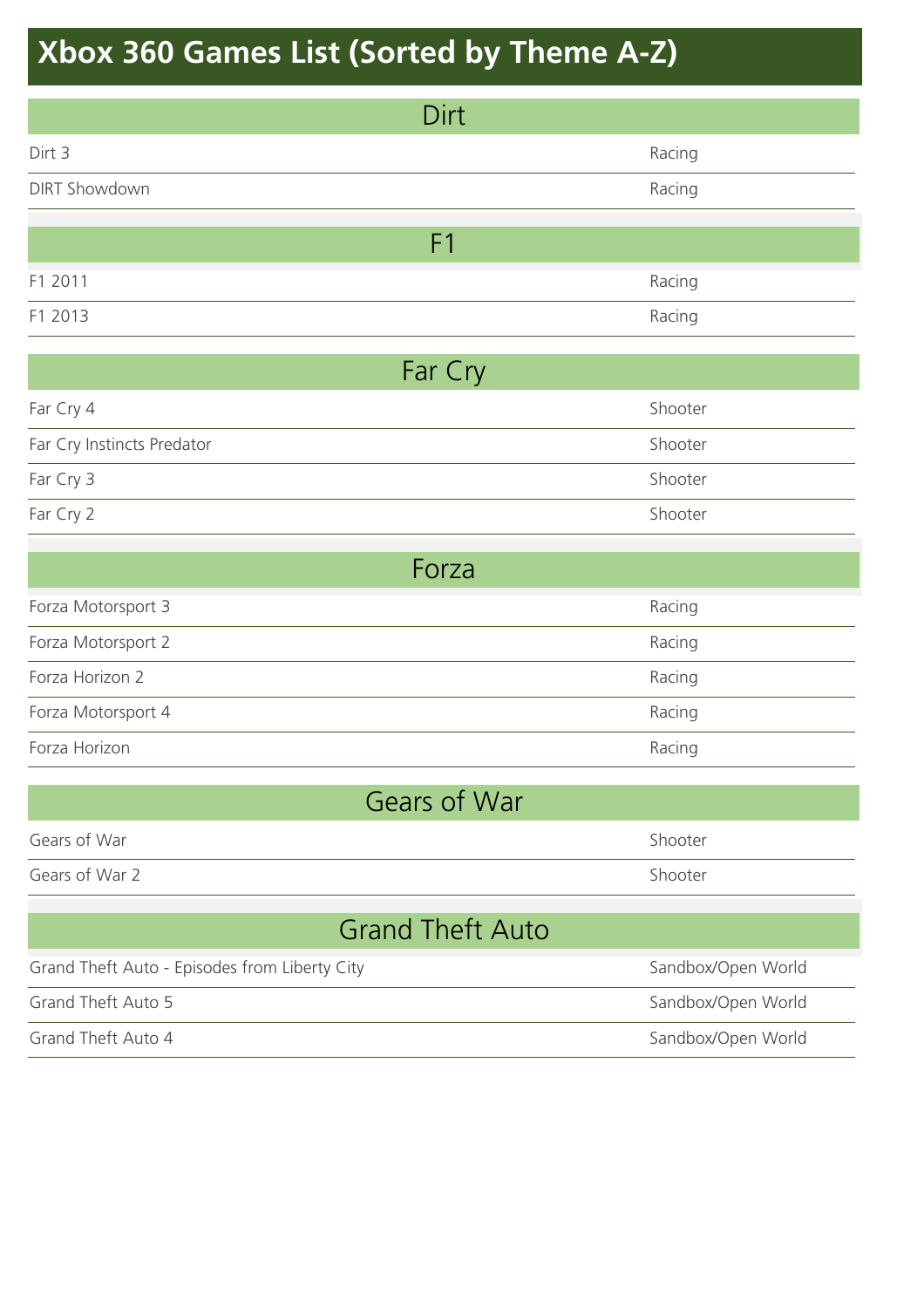# Xbox 360 Games List (Sorted by Theme A-Z)

## Dirt

| | |
|---|---|
| Dirt 3 | Racing |
| DIRT Showdown | Racing |

## F1

| | |
|---|---|
| F1 2011 | Racing |
| F1 2013 | Racing |

## Far Cry

| | |
|---|---|
| Far Cry 4 | Shooter |
| Far Cry Instincts Predator | Shooter |
| Far Cry 3 | Shooter |
| Far Cry 2 | Shooter |

## Forza

| | |
|---|---|
| Forza Motorsport 3 | Racing |
| Forza Motorsport 2 | Racing |
| Forza Horizon 2 | Racing |
| Forza Motorsport 4 | Racing |
| Forza Horizon | Racing |

## Gears of War

| | |
|---|---|
| Gears of War | Shooter |
| Gears of War 2 | Shooter |

## Grand Theft Auto

| | |
|---|---|
| Grand Theft Auto - Episodes from Liberty City | Sandbox/Open World |
| Grand Theft Auto 5 | Sandbox/Open World |
| Grand Theft Auto 4 | Sandbox/Open World |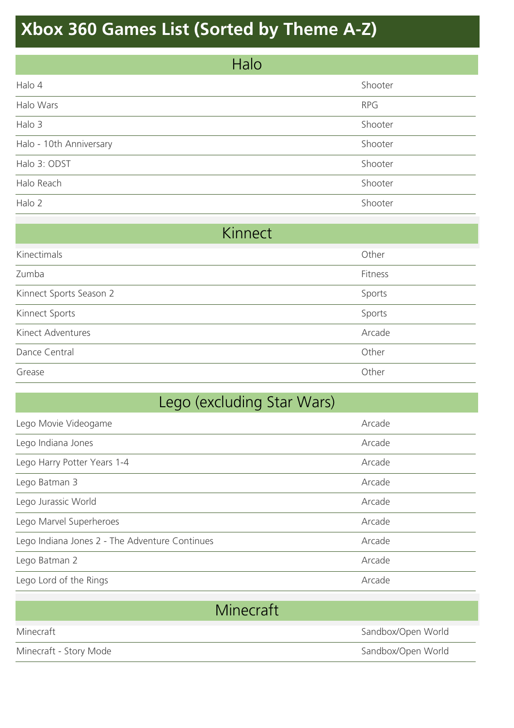# Xbox 360 Games List (Sorted by Theme A-Z)

| Halo | |
|---|---|
| Halo 4 | Shooter |
| Halo Wars | RPG |
| Halo 3 | Shooter |
| Halo - 10th Anniversary | Shooter |
| Halo 3: ODST | Shooter |
| Halo Reach | Shooter |
| Halo 2 | Shooter |

| Kinnect | |
|---|---|
| Kinectimals | Other |
| Zumba | Fitness |
| Kinnect Sports Season 2 | Sports |
| Kinnect Sports | Sports |
| Kinect Adventures | Arcade |
| Dance Central | Other |
| Grease | Other |

| Lego (excluding Star Wars) | |
|---|---|
| Lego Movie Videogame | Arcade |
| Lego Indiana Jones | Arcade |
| Lego Harry Potter Years 1-4 | Arcade |
| Lego Batman 3 | Arcade |
| Lego Jurassic World | Arcade |
| Lego Marvel Superheroes | Arcade |
| Lego Indiana Jones 2 - The Adventure Continues | Arcade |
| Lego Batman 2 | Arcade |
| Lego Lord of the Rings | Arcade |

| Minecraft | |
|---|---|
| Minecraft | Sandbox/Open World |
| Minecraft - Story Mode | Sandbox/Open World |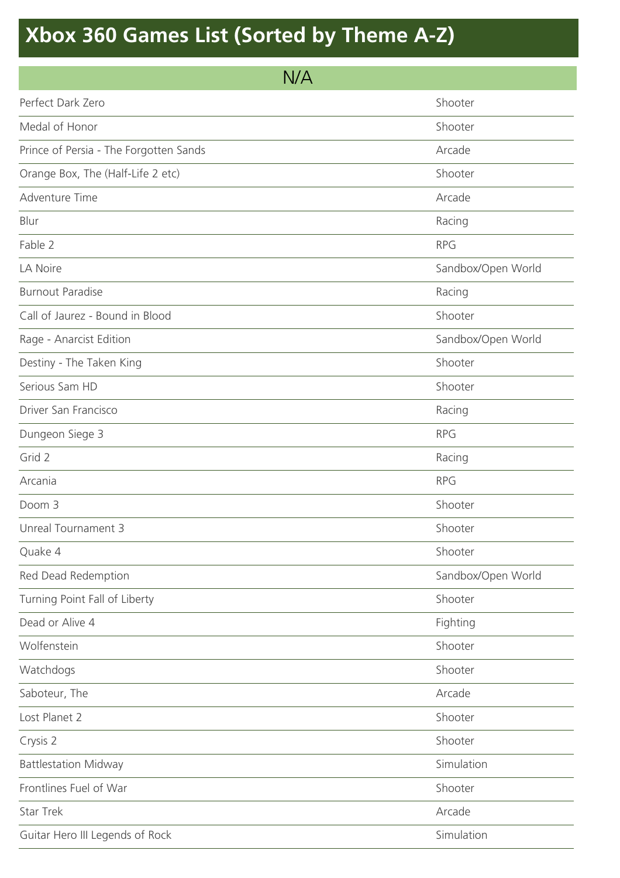# Xbox 360 Games List (Sorted by Theme A-Z)

| N/A | |
|---|---|
| Perfect Dark Zero | Shooter |
| Medal of Honor | Shooter |
| Prince of Persia - The Forgotten Sands | Arcade |
| Orange Box, The (Half-Life 2 etc) | Shooter |
| Adventure Time | Arcade |
| Blur | Racing |
| Fable 2 | RPG |
| LA Noire | Sandbox/Open World |
| Burnout Paradise | Racing |
| Call of Jaurez - Bound in Blood | Shooter |
| Rage - Anarcist Edition | Sandbox/Open World |
| Destiny - The Taken King | Shooter |
| Serious Sam HD | Shooter |
| Driver San Francisco | Racing |
| Dungeon Siege 3 | RPG |
| Grid 2 | Racing |
| Arcania | RPG |
| Doom 3 | Shooter |
| Unreal Tournament 3 | Shooter |
| Quake 4 | Shooter |
| Red Dead Redemption | Sandbox/Open World |
| Turning Point Fall of Liberty | Shooter |
| Dead or Alive 4 | Fighting |
| Wolfenstein | Shooter |
| Watchdogs | Shooter |
| Saboteur, The | Arcade |
| Lost Planet 2 | Shooter |
| Crysis 2 | Shooter |
| Battlestation Midway | Simulation |
| Frontlines Fuel of War | Shooter |
| Star Trek | Arcade |
| Guitar Hero III Legends of Rock | Simulation |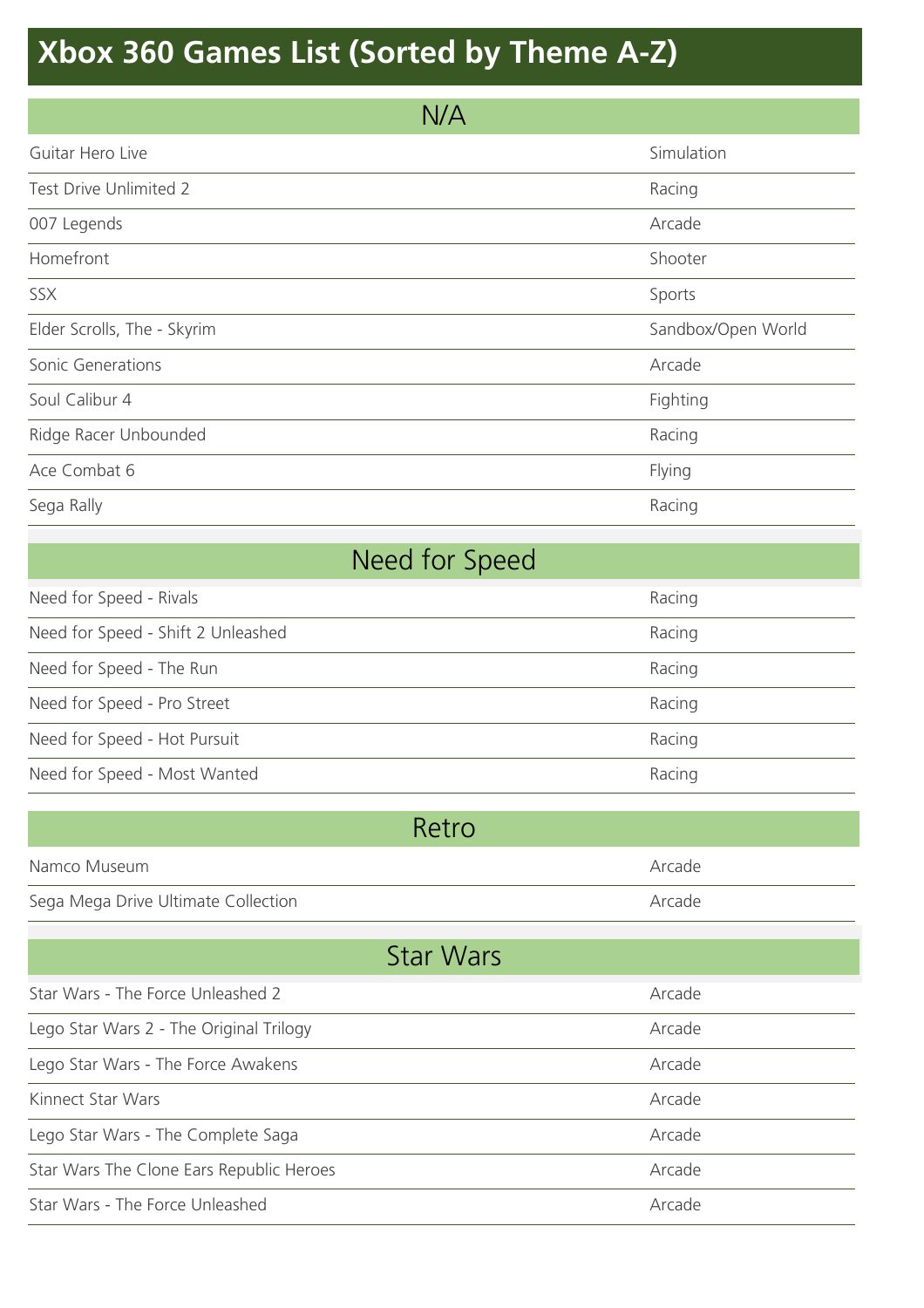# Xbox 360 Games List (Sorted by Theme A-Z)

## N/A

| | |
|---|---|
| Guitar Hero Live | Simulation |
| Test Drive Unlimited 2 | Racing |
| 007 Legends | Arcade |
| Homefront | Shooter |
| SSX | Sports |
| Elder Scrolls, The - Skyrim | Sandbox/Open World |
| Sonic Generations | Arcade |
| Soul Calibur 4 | Fighting |
| Ridge Racer Unbounded | Racing |
| Ace Combat 6 | Flying |
| Sega Rally | Racing |

## Need for Speed

| | |
|---|---|
| Need for Speed - Rivals | Racing |
| Need for Speed - Shift 2 Unleashed | Racing |
| Need for Speed - The Run | Racing |
| Need for Speed - Pro Street | Racing |
| Need for Speed - Hot Pursuit | Racing |
| Need for Speed - Most Wanted | Racing |

## Retro

| | |
|---|---|
| Namco Museum | Arcade |
| Sega Mega Drive Ultimate Collection | Arcade |

## Star Wars

| | |
|---|---|
| Star Wars - The Force Unleashed 2 | Arcade |
| Lego Star Wars 2 - The Original Trilogy | Arcade |
| Lego Star Wars - The Force Awakens | Arcade |
| Kinnect Star Wars | Arcade |
| Lego Star Wars - The Complete Saga | Arcade |
| Star Wars The Clone Ears Republic Heroes | Arcade |
| Star Wars - The Force Unleashed | Arcade |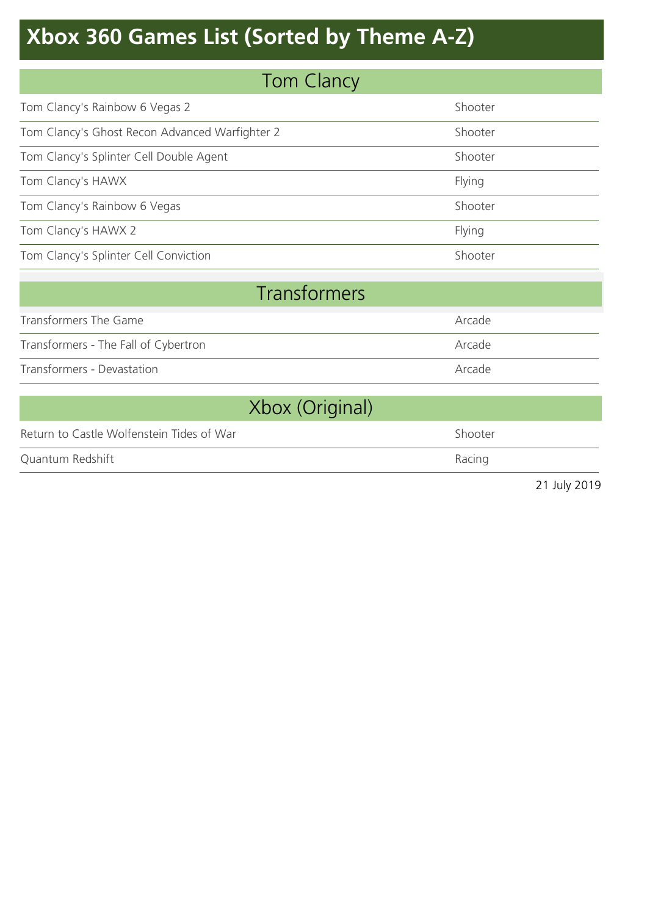# Xbox 360 Games List (Sorted by Theme A-Z)

## Tom Clancy

| | |
|---|---|
| Tom Clancy's Rainbow 6 Vegas 2 | Shooter |
| Tom Clancy's Ghost Recon Advanced Warfighter 2 | Shooter |
| Tom Clancy's Splinter Cell Double Agent | Shooter |
| Tom Clancy's HAWX | Flying |
| Tom Clancy's Rainbow 6 Vegas | Shooter |
| Tom Clancy's HAWX 2 | Flying |
| Tom Clancy's Splinter Cell Conviction | Shooter |

## Transformers

| | |
|---|---|
| Transformers The Game | Arcade |
| Transformers - The Fall of Cybertron | Arcade |
| Transformers - Devastation | Arcade |

## Xbox (Original)

| | |
|---|---|
| Return to Castle Wolfenstein Tides of War | Shooter |
| Quantum Redshift | Racing |

21 July 2019